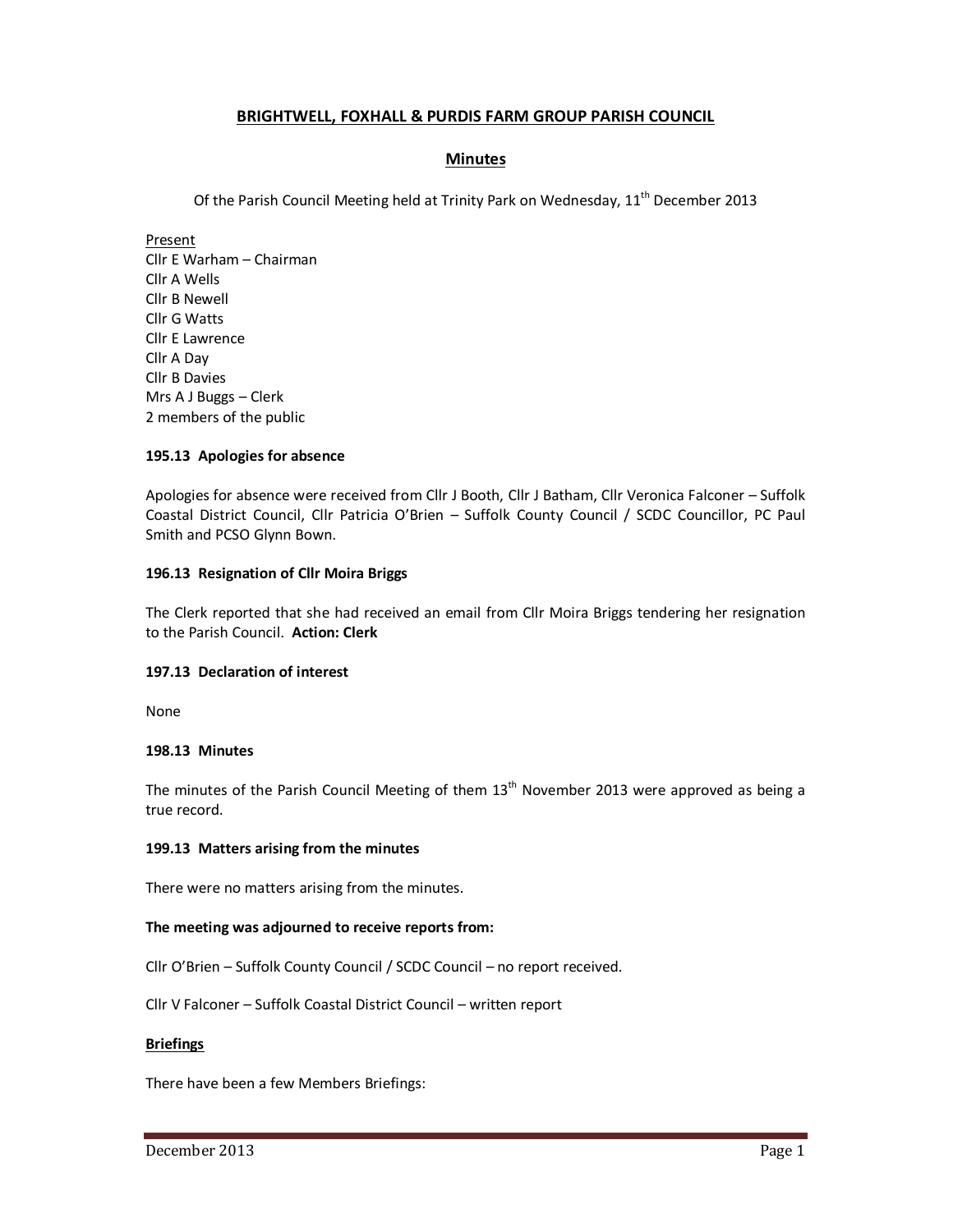# BRIGHTWELL, FOXHALL & PURDIS FARM GROUP PARISH COUNCIL

## Minutes

Of the Parish Council Meeting held at Trinity Park on Wednesday, 11th December 2013

Present
Cllr E Warham – Chairman
Cllr A Wells
Cllr B Newell
Cllr G Watts
Cllr E Lawrence
Cllr A Day
Cllr B Davies
Mrs A J Buggs – Clerk
2 members of the public

**195.13 Apologies for absence**

Apologies for absence were received from Cllr J Booth, Cllr J Batham, Cllr Veronica Falconer – Suffolk Coastal District Council, Cllr Patricia O'Brien – Suffolk County Council / SCDC Councillor, PC Paul Smith and PCSO Glynn Bown.

**196.13 Resignation of Cllr Moira Briggs**

The Clerk reported that she had received an email from Cllr Moira Briggs tendering her resignation to the Parish Council. **Action: Clerk**

**197.13 Declaration of interest**

None

**198.13 Minutes**

The minutes of the Parish Council Meeting of them 13th November 2013 were approved as being a true record.

**199.13 Matters arising from the minutes**

There were no matters arising from the minutes.

**The meeting was adjourned to receive reports from:**

Cllr O'Brien – Suffolk County Council / SCDC Council – no report received.

Cllr V Falconer – Suffolk Coastal District Council – written report

**Briefings**

There have been a few Members Briefings: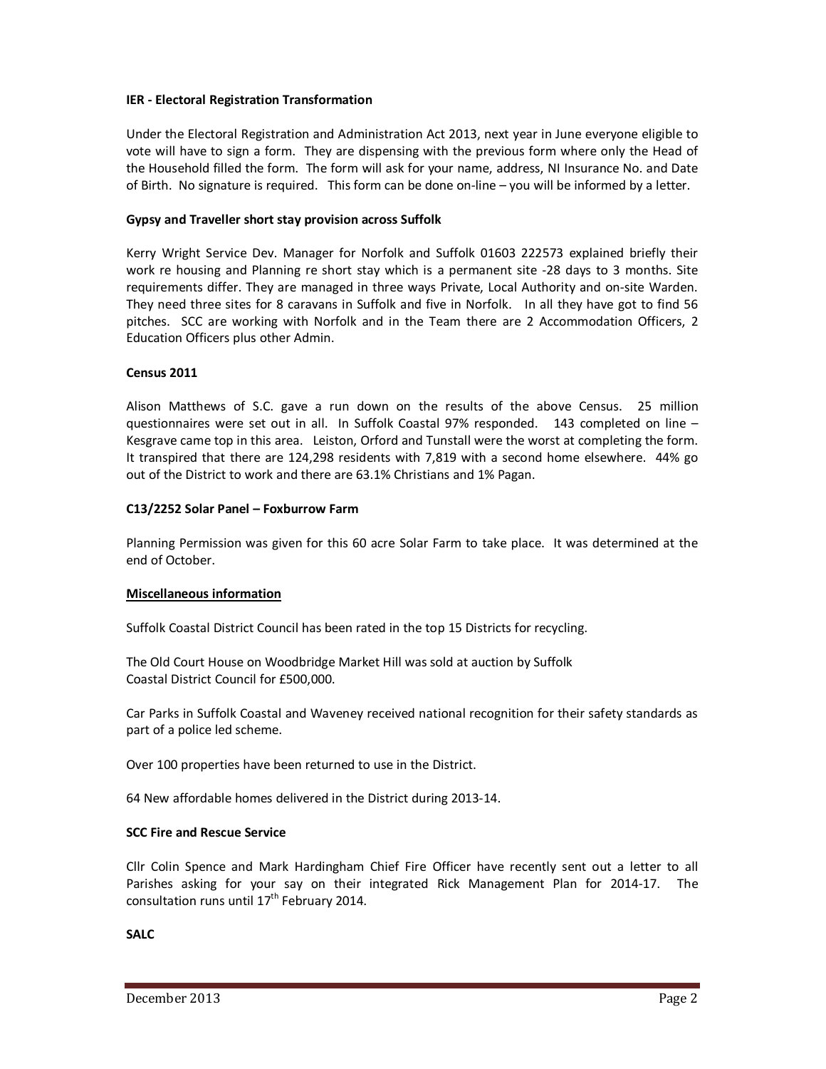**IER - Electoral Registration Transformation**

Under the Electoral Registration and Administration Act 2013, next year in June everyone eligible to vote will have to sign a form. They are dispensing with the previous form where only the Head of the Household filled the form. The form will ask for your name, address, NI Insurance No. and Date of Birth. No signature is required. This form can be done on-line – you will be informed by a letter.

**Gypsy and Traveller short stay provision across Suffolk**

Kerry Wright Service Dev. Manager for Norfolk and Suffolk 01603 222573 explained briefly their work re housing and Planning re short stay which is a permanent site -28 days to 3 months. Site requirements differ. They are managed in three ways Private, Local Authority and on-site Warden. They need three sites for 8 caravans in Suffolk and five in Norfolk. In all they have got to find 56 pitches. SCC are working with Norfolk and in the Team there are 2 Accommodation Officers, 2 Education Officers plus other Admin.

**Census 2011**

Alison Matthews of S.C. gave a run down on the results of the above Census. 25 million questionnaires were set out in all. In Suffolk Coastal 97% responded. 143 completed on line – Kesgrave came top in this area. Leiston, Orford and Tunstall were the worst at completing the form. It transpired that there are 124,298 residents with 7,819 with a second home elsewhere. 44% go out of the District to work and there are 63.1% Christians and 1% Pagan.

**C13/2252 Solar Panel – Foxburrow Farm**

Planning Permission was given for this 60 acre Solar Farm to take place. It was determined at the end of October.

**Miscellaneous information**

Suffolk Coastal District Council has been rated in the top 15 Districts for recycling.

The Old Court House on Woodbridge Market Hill was sold at auction by Suffolk Coastal District Council for £500,000.

Car Parks in Suffolk Coastal and Waveney received national recognition for their safety standards as part of a police led scheme.

Over 100 properties have been returned to use in the District.

64 New affordable homes delivered in the District during 2013-14.

**SCC Fire and Rescue Service**

Cllr Colin Spence and Mark Hardingham Chief Fire Officer have recently sent out a letter to all Parishes asking for your say on their integrated Rick Management Plan for 2014-17. The consultation runs until 17th February 2014.

**SALC**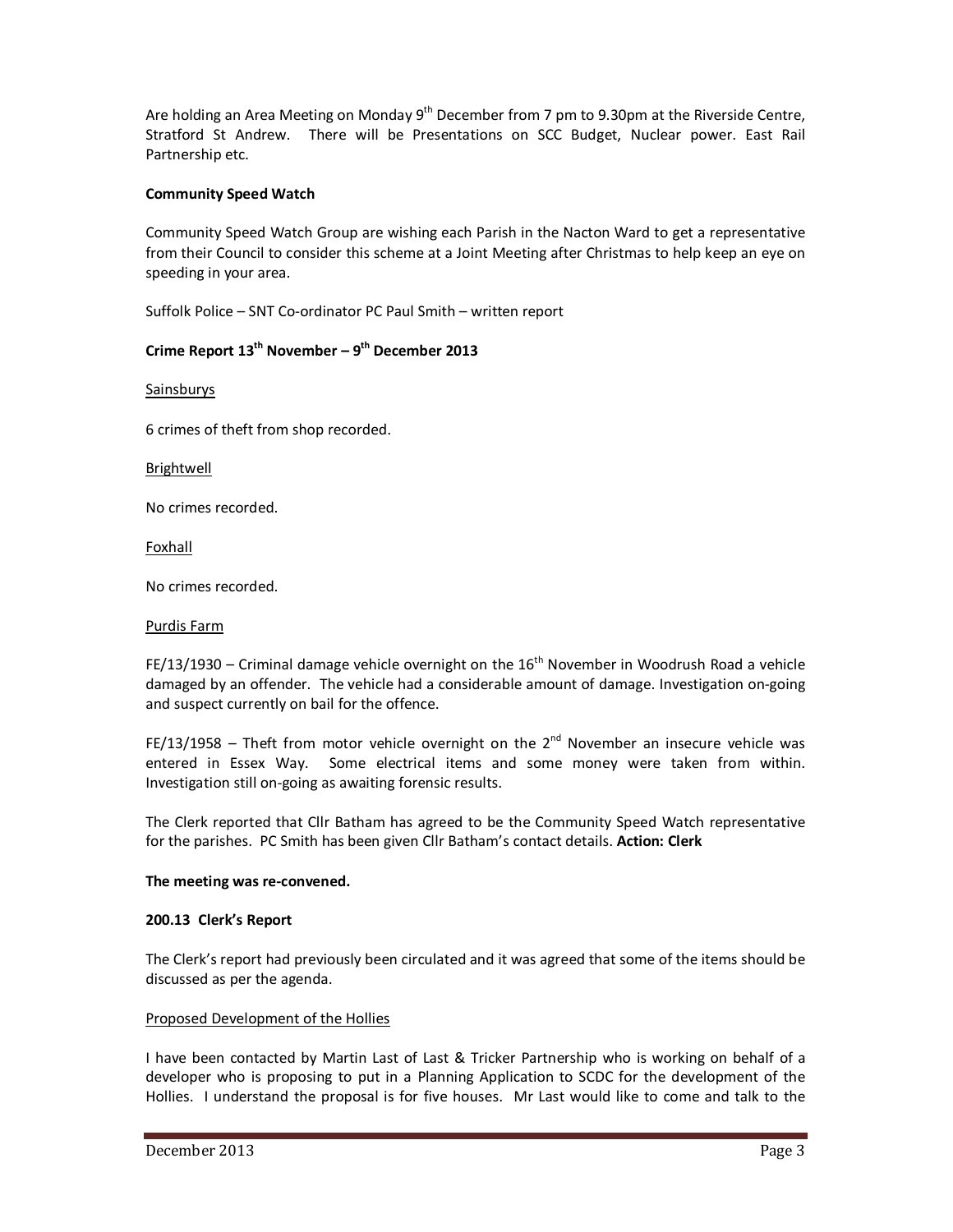Are holding an Area Meeting on Monday 9th December from 7 pm to 9.30pm at the Riverside Centre, Stratford St Andrew. There will be Presentations on SCC Budget, Nuclear power. East Rail Partnership etc.

**Community Speed Watch**

Community Speed Watch Group are wishing each Parish in the Nacton Ward to get a representative from their Council to consider this scheme at a Joint Meeting after Christmas to help keep an eye on speeding in your area.

Suffolk Police – SNT Co-ordinator PC Paul Smith – written report

**Crime Report 13th November – 9th December 2013**

Sainsburys

6 crimes of theft from shop recorded.

Brightwell

No crimes recorded.

Foxhall

No crimes recorded.

Purdis Farm

FE/13/1930 – Criminal damage vehicle overnight on the 16th November in Woodrush Road a vehicle damaged by an offender. The vehicle had a considerable amount of damage. Investigation on-going and suspect currently on bail for the offence.

FE/13/1958 – Theft from motor vehicle overnight on the 2nd November an insecure vehicle was entered in Essex Way. Some electrical items and some money were taken from within. Investigation still on-going as awaiting forensic results.

The Clerk reported that Cllr Batham has agreed to be the Community Speed Watch representative for the parishes. PC Smith has been given Cllr Batham's contact details. **Action: Clerk**

**The meeting was re-convened.**

**200.13 Clerk's Report**

The Clerk's report had previously been circulated and it was agreed that some of the items should be discussed as per the agenda.

Proposed Development of the Hollies

I have been contacted by Martin Last of Last & Tricker Partnership who is working on behalf of a developer who is proposing to put in a Planning Application to SCDC for the development of the Hollies. I understand the proposal is for five houses. Mr Last would like to come and talk to the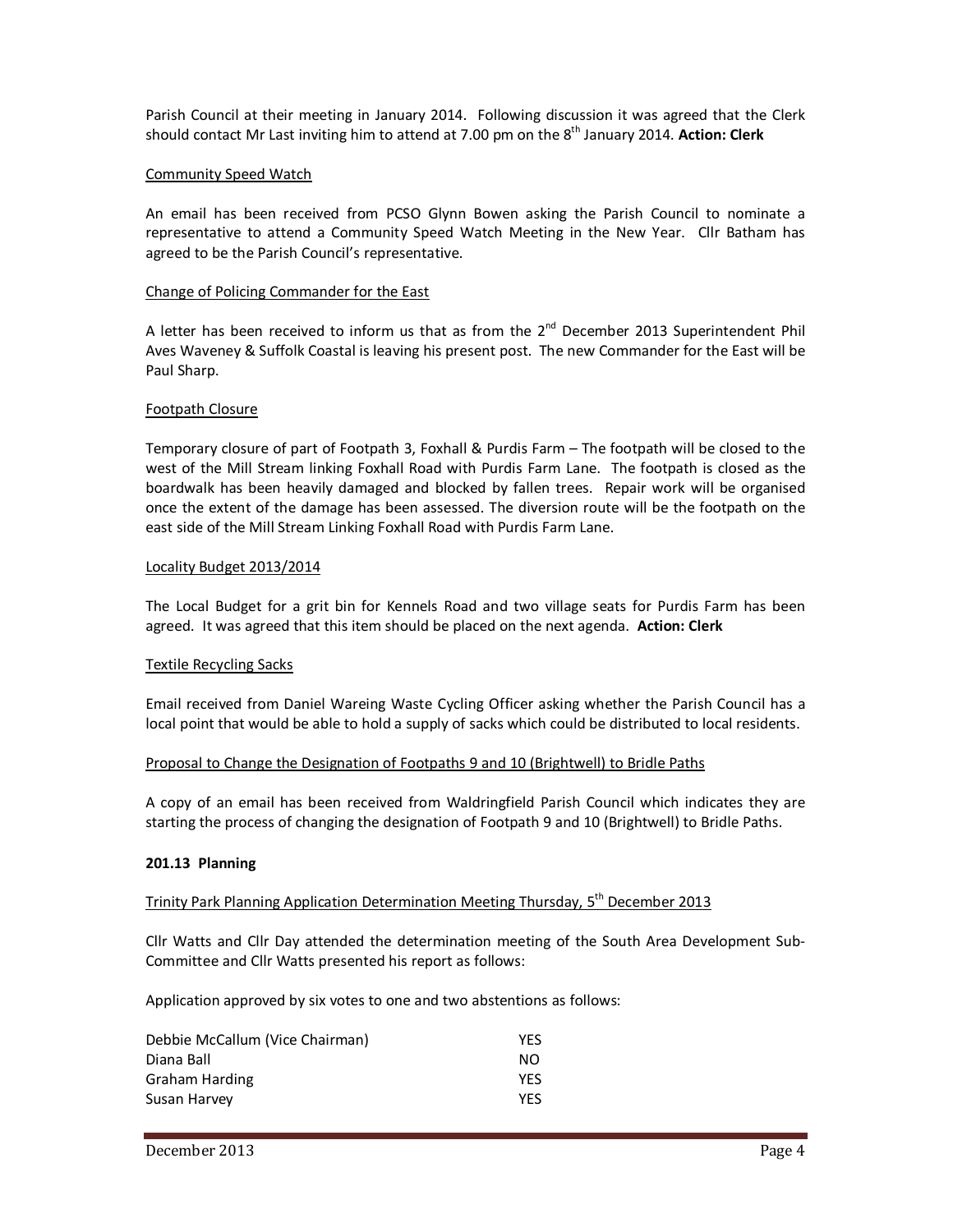Parish Council at their meeting in January 2014. Following discussion it was agreed that the Clerk should contact Mr Last inviting him to attend at 7.00 pm on the 8th January 2014. **Action: Clerk**

Community Speed Watch

An email has been received from PCSO Glynn Bowen asking the Parish Council to nominate a representative to attend a Community Speed Watch Meeting in the New Year. Cllr Batham has agreed to be the Parish Council's representative.

Change of Policing Commander for the East

A letter has been received to inform us that as from the 2nd December 2013 Superintendent Phil Aves Waveney & Suffolk Coastal is leaving his present post. The new Commander for the East will be Paul Sharp.

Footpath Closure

Temporary closure of part of Footpath 3, Foxhall & Purdis Farm – The footpath will be closed to the west of the Mill Stream linking Foxhall Road with Purdis Farm Lane. The footpath is closed as the boardwalk has been heavily damaged and blocked by fallen trees. Repair work will be organised once the extent of the damage has been assessed. The diversion route will be the footpath on the east side of the Mill Stream Linking Foxhall Road with Purdis Farm Lane.

Locality Budget 2013/2014

The Local Budget for a grit bin for Kennels Road and two village seats for Purdis Farm has been agreed. It was agreed that this item should be placed on the next agenda. **Action: Clerk**

Textile Recycling Sacks

Email received from Daniel Wareing Waste Cycling Officer asking whether the Parish Council has a local point that would be able to hold a supply of sacks which could be distributed to local residents.

Proposal to Change the Designation of Footpaths 9 and 10 (Brightwell) to Bridle Paths

A copy of an email has been received from Waldringfield Parish Council which indicates they are starting the process of changing the designation of Footpath 9 and 10 (Brightwell) to Bridle Paths.

**201.13 Planning**

Trinity Park Planning Application Determination Meeting Thursday, 5th December 2013

Cllr Watts and Cllr Day attended the determination meeting of the South Area Development Sub-Committee and Cllr Watts presented his report as follows:

Application approved by six votes to one and two abstentions as follows:

| | |
|---|---|
| Debbie McCallum (Vice Chairman) | YES |
| Diana Ball | NO |
| Graham Harding | YES |
| Susan Harvey | YES |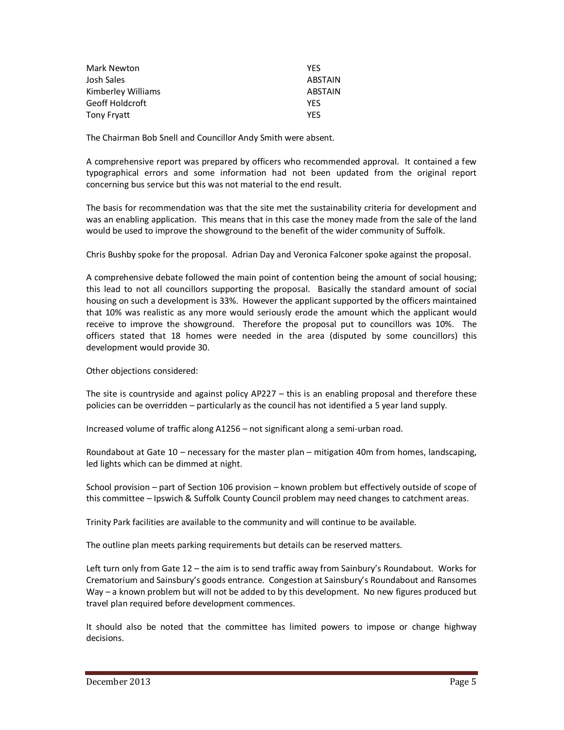| | |
|---|---|
| Mark Newton | YES |
| Josh Sales | ABSTAIN |
| Kimberley Williams | ABSTAIN |
| Geoff Holdcroft | YES |
| Tony Fryatt | YES |

The Chairman Bob Snell and Councillor Andy Smith were absent.

A comprehensive report was prepared by officers who recommended approval. It contained a few typographical errors and some information had not been updated from the original report concerning bus service but this was not material to the end result.

The basis for recommendation was that the site met the sustainability criteria for development and was an enabling application. This means that in this case the money made from the sale of the land would be used to improve the showground to the benefit of the wider community of Suffolk.

Chris Bushby spoke for the proposal. Adrian Day and Veronica Falconer spoke against the proposal.

A comprehensive debate followed the main point of contention being the amount of social housing; this lead to not all councillors supporting the proposal. Basically the standard amount of social housing on such a development is 33%. However the applicant supported by the officers maintained that 10% was realistic as any more would seriously erode the amount which the applicant would receive to improve the showground. Therefore the proposal put to councillors was 10%. The officers stated that 18 homes were needed in the area (disputed by some councillors) this development would provide 30.

Other objections considered:

The site is countryside and against policy AP227 – this is an enabling proposal and therefore these policies can be overridden – particularly as the council has not identified a 5 year land supply.

Increased volume of traffic along A1256 – not significant along a semi-urban road.

Roundabout at Gate 10 – necessary for the master plan – mitigation 40m from homes, landscaping, led lights which can be dimmed at night.

School provision – part of Section 106 provision – known problem but effectively outside of scope of this committee – Ipswich & Suffolk County Council problem may need changes to catchment areas.

Trinity Park facilities are available to the community and will continue to be available.

The outline plan meets parking requirements but details can be reserved matters.

Left turn only from Gate 12 – the aim is to send traffic away from Sainbury's Roundabout. Works for Crematorium and Sainsbury's goods entrance. Congestion at Sainsbury's Roundabout and Ransomes Way – a known problem but will not be added to by this development. No new figures produced but travel plan required before development commences.

It should also be noted that the committee has limited powers to impose or change highway decisions.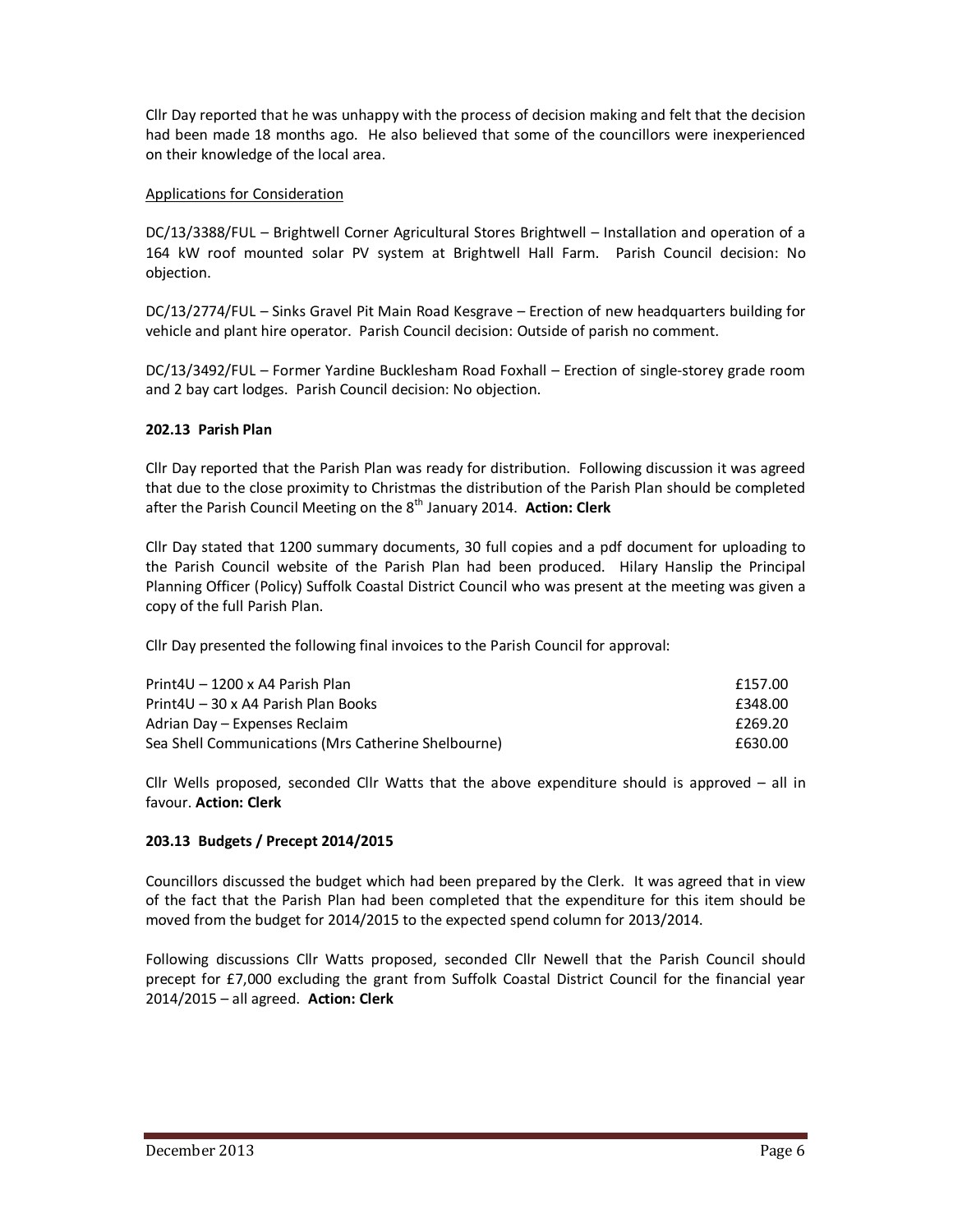Cllr Day reported that he was unhappy with the process of decision making and felt that the decision had been made 18 months ago. He also believed that some of the councillors were inexperienced on their knowledge of the local area.

Applications for Consideration

DC/13/3388/FUL – Brightwell Corner Agricultural Stores Brightwell – Installation and operation of a 164 kW roof mounted solar PV system at Brightwell Hall Farm. Parish Council decision: No objection.

DC/13/2774/FUL – Sinks Gravel Pit Main Road Kesgrave – Erection of new headquarters building for vehicle and plant hire operator. Parish Council decision: Outside of parish no comment.

DC/13/3492/FUL – Former Yardine Bucklesham Road Foxhall – Erection of single-storey grade room and 2 bay cart lodges. Parish Council decision: No objection.

**202.13 Parish Plan**

Cllr Day reported that the Parish Plan was ready for distribution. Following discussion it was agreed that due to the close proximity to Christmas the distribution of the Parish Plan should be completed after the Parish Council Meeting on the 8th January 2014. **Action: Clerk**

Cllr Day stated that 1200 summary documents, 30 full copies and a pdf document for uploading to the Parish Council website of the Parish Plan had been produced. Hilary Hanslip the Principal Planning Officer (Policy) Suffolk Coastal District Council who was present at the meeting was given a copy of the full Parish Plan.

Cllr Day presented the following final invoices to the Parish Council for approval:

| | |
|---|---|
| Print4U – 1200 x A4 Parish Plan | £157.00 |
| Print4U – 30 x A4 Parish Plan Books | £348.00 |
| Adrian Day – Expenses Reclaim | £269.20 |
| Sea Shell Communications (Mrs Catherine Shelbourne) | £630.00 |

Cllr Wells proposed, seconded Cllr Watts that the above expenditure should is approved – all in favour. **Action: Clerk**

**203.13 Budgets / Precept 2014/2015**

Councillors discussed the budget which had been prepared by the Clerk. It was agreed that in view of the fact that the Parish Plan had been completed that the expenditure for this item should be moved from the budget for 2014/2015 to the expected spend column for 2013/2014.

Following discussions Cllr Watts proposed, seconded Cllr Newell that the Parish Council should precept for £7,000 excluding the grant from Suffolk Coastal District Council for the financial year 2014/2015 – all agreed. **Action: Clerk**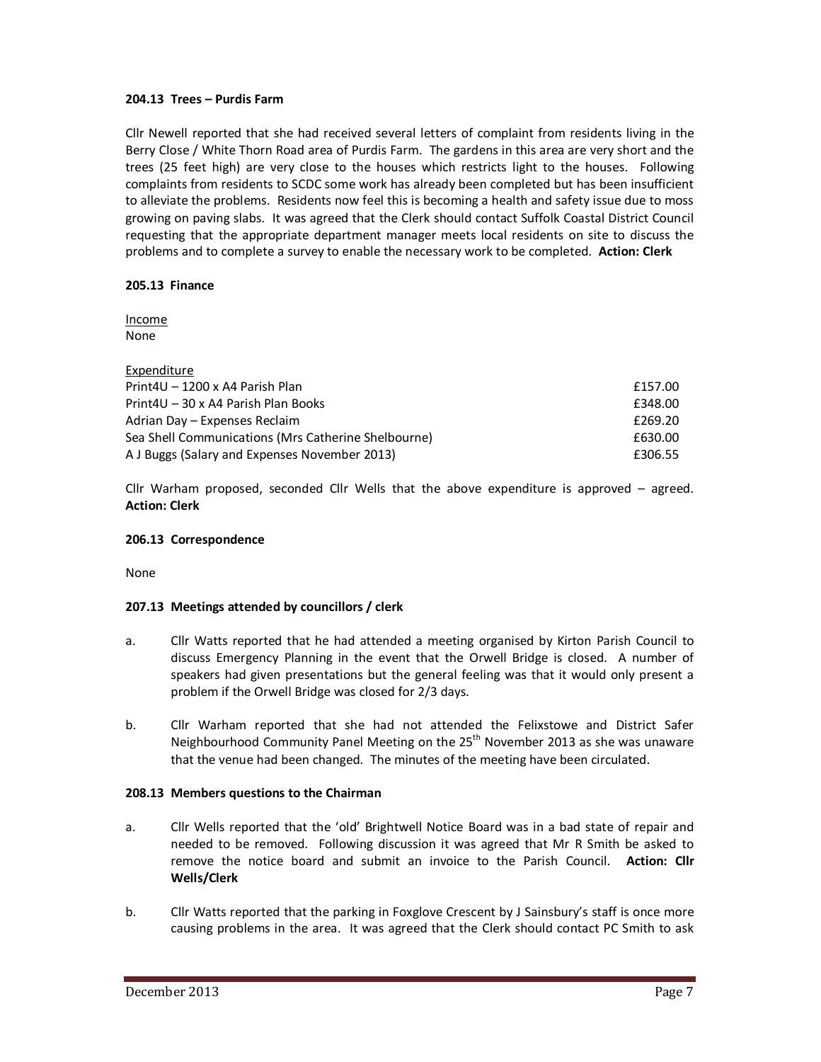**204.13 Trees – Purdis Farm**

Cllr Newell reported that she had received several letters of complaint from residents living in the Berry Close / White Thorn Road area of Purdis Farm. The gardens in this area are very short and the trees (25 feet high) are very close to the houses which restricts light to the houses. Following complaints from residents to SCDC some work has already been completed but has been insufficient to alleviate the problems. Residents now feel this is becoming a health and safety issue due to moss growing on paving slabs. It was agreed that the Clerk should contact Suffolk Coastal District Council requesting that the appropriate department manager meets local residents on site to discuss the problems and to complete a survey to enable the necessary work to be completed. **Action: Clerk**

**205.13 Finance**

Income
None

Expenditure

| | |
|---|---|
| Print4U – 1200 x A4 Parish Plan | £157.00 |
| Print4U – 30 x A4 Parish Plan Books | £348.00 |
| Adrian Day – Expenses Reclaim | £269.20 |
| Sea Shell Communications (Mrs Catherine Shelbourne) | £630.00 |
| A J Buggs (Salary and Expenses November 2013) | £306.55 |

Cllr Warham proposed, seconded Cllr Wells that the above expenditure is approved – agreed. **Action: Clerk**

**206.13 Correspondence**

None

**207.13 Meetings attended by councillors / clerk**

a. Cllr Watts reported that he had attended a meeting organised by Kirton Parish Council to discuss Emergency Planning in the event that the Orwell Bridge is closed. A number of speakers had given presentations but the general feeling was that it would only present a problem if the Orwell Bridge was closed for 2/3 days.

b. Cllr Warham reported that she had not attended the Felixstowe and District Safer Neighbourhood Community Panel Meeting on the 25th November 2013 as she was unaware that the venue had been changed. The minutes of the meeting have been circulated.

**208.13 Members questions to the Chairman**

a. Cllr Wells reported that the 'old' Brightwell Notice Board was in a bad state of repair and needed to be removed. Following discussion it was agreed that Mr R Smith be asked to remove the notice board and submit an invoice to the Parish Council. **Action: Cllr Wells/Clerk**

b. Cllr Watts reported that the parking in Foxglove Crescent by J Sainsbury's staff is once more causing problems in the area. It was agreed that the Clerk should contact PC Smith to ask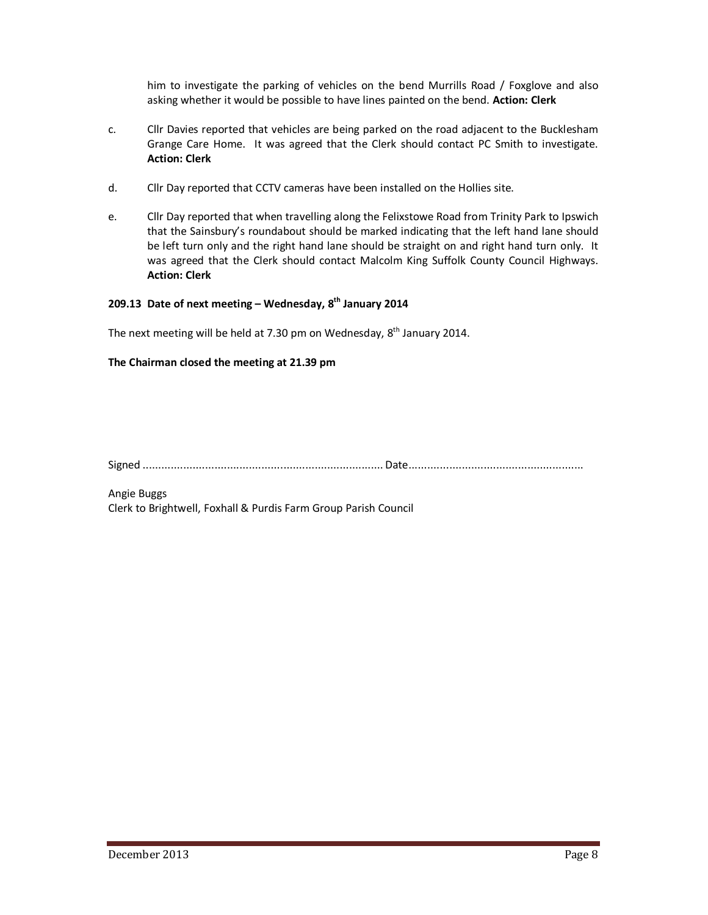him to investigate the parking of vehicles on the bend Murrills Road / Foxglove and also asking whether it would be possible to have lines painted on the bend. **Action: Clerk**

c. Cllr Davies reported that vehicles are being parked on the road adjacent to the Bucklesham Grange Care Home. It was agreed that the Clerk should contact PC Smith to investigate. **Action: Clerk**

d. Cllr Day reported that CCTV cameras have been installed on the Hollies site.

e. Cllr Day reported that when travelling along the Felixstowe Road from Trinity Park to Ipswich that the Sainsbury's roundabout should be marked indicating that the left hand lane should be left turn only and the right hand lane should be straight on and right hand turn only. It was agreed that the Clerk should contact Malcolm King Suffolk County Council Highways. **Action: Clerk**

### 209.13 Date of next meeting – Wednesday, 8th January 2014

The next meeting will be held at 7.30 pm on Wednesday, 8th January 2014.

**The Chairman closed the meeting at 21.39 pm**

Signed ............................................................................ Date........................................................

Angie Buggs
Clerk to Brightwell, Foxhall & Purdis Farm Group Parish Council